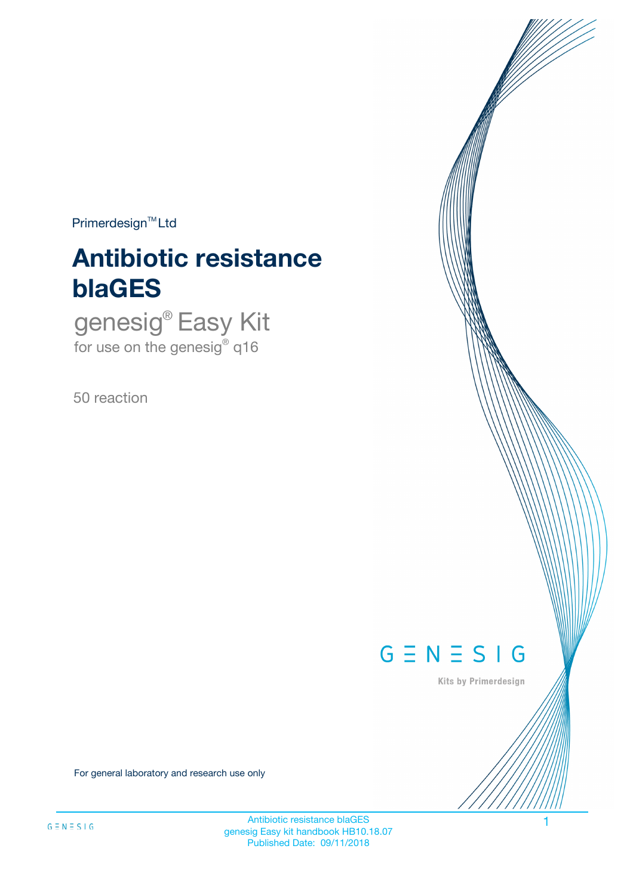Primerdesign™ Ltd

# Antibiotic resistance blaGES

## genesig® Easy Kit

for use on the genesig® q16

50 reaction

For general laboratory and research use only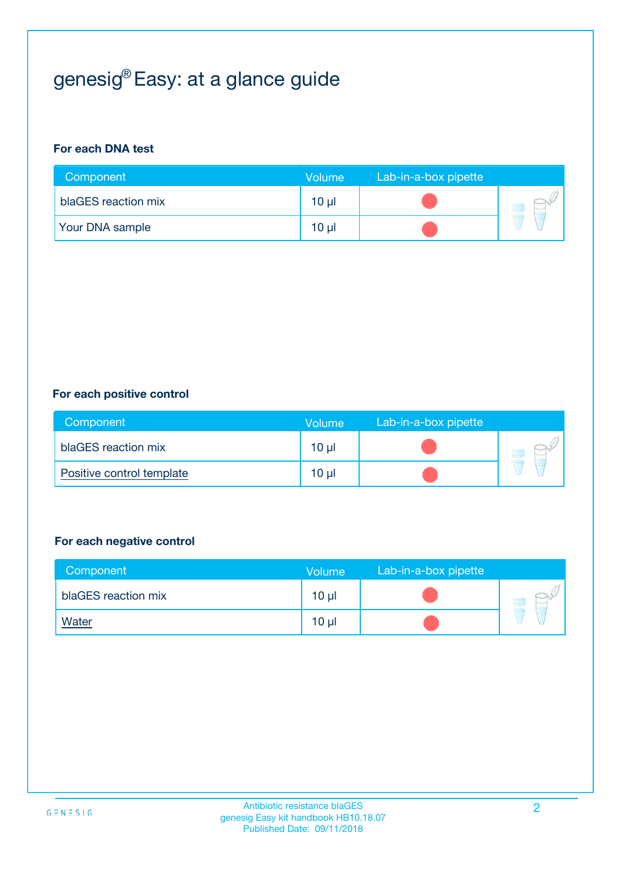# genesig® Easy: at a glance guide

**For each DNA test**

| Component | Volume | Lab-in-a-box pipette |
|---|---|---|
| blaGES reaction mix | 10 µl | |
| Your DNA sample | 10 µl | |

**For each positive control**

| Component | Volume | Lab-in-a-box pipette |
|---|---|---|
| blaGES reaction mix | 10 µl | |
| Positive control template | 10 µl | |

**For each negative control**

| Component | Volume | Lab-in-a-box pipette |
|---|---|---|
| blaGES reaction mix | 10 µl | |
| Water | 10 µl | |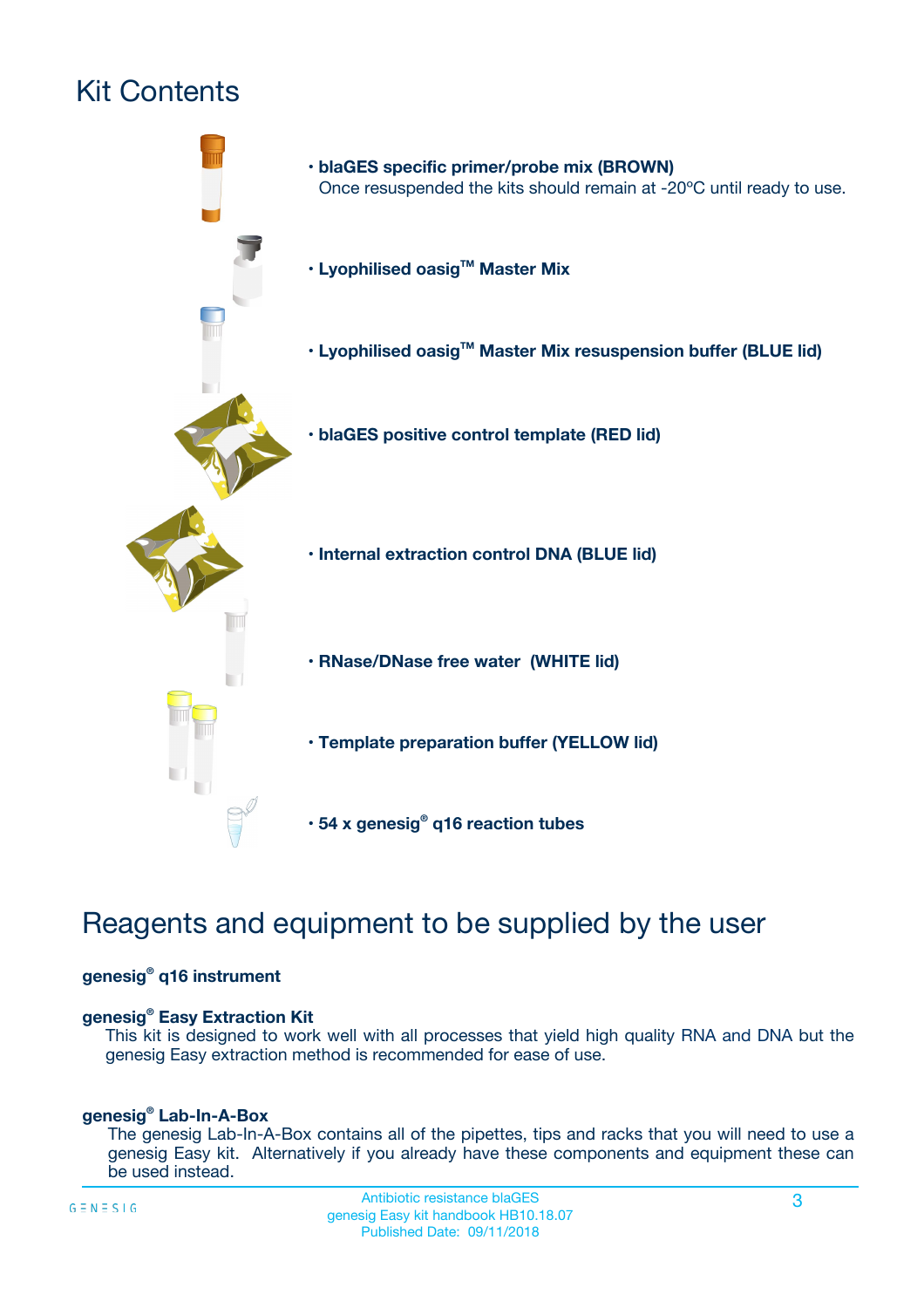# Kit Contents

- **blaGES specific primer/probe mix (BROWN)**
  Once resuspended the kits should remain at -20ºC until ready to use.
- **Lyophilised oasig™ Master Mix**
- **Lyophilised oasig™ Master Mix resuspension buffer (BLUE lid)**
- **blaGES positive control template (RED lid)**
- **Internal extraction control DNA (BLUE lid)**
- **RNase/DNase free water (WHITE lid)**
- **Template preparation buffer (YELLOW lid)**
- **54 x genesig® q16 reaction tubes**

# Reagents and equipment to be supplied by the user

**genesig® q16 instrument**

**genesig® Easy Extraction Kit**
This kit is designed to work well with all processes that yield high quality RNA and DNA but the genesig Easy extraction method is recommended for ease of use.

**genesig® Lab-In-A-Box**
The genesig Lab-In-A-Box contains all of the pipettes, tips and racks that you will need to use a genesig Easy kit. Alternatively if you already have these components and equipment these can be used instead.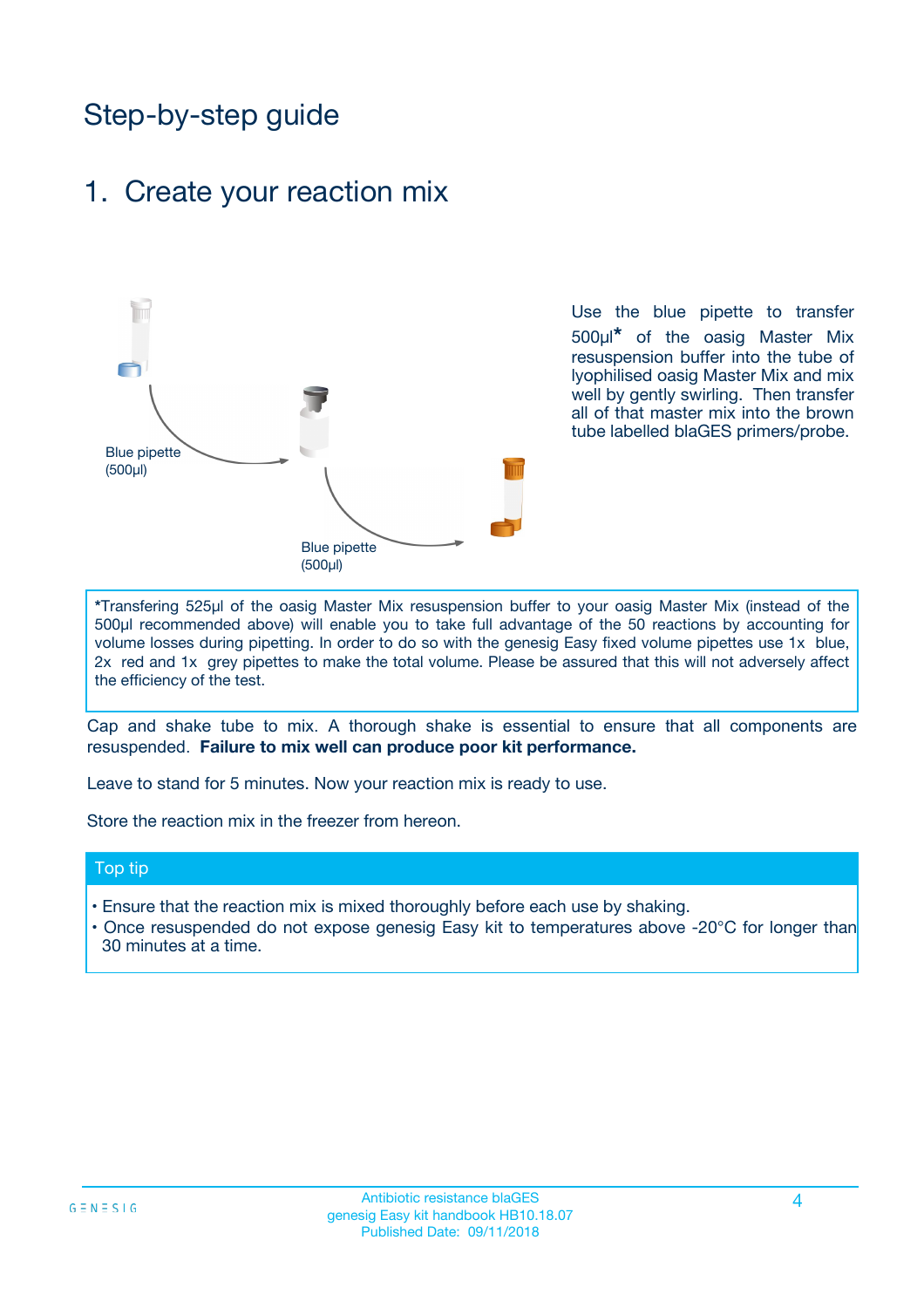# Step-by-step guide

## 1. Create your reaction mix

Blue pipette (500µl)

Blue pipette (500µl)

Use the blue pipette to transfer 500µl* of the oasig Master Mix resuspension buffer into the tube of lyophilised oasig Master Mix and mix well by gently swirling. Then transfer all of that master mix into the brown tube labelled blaGES primers/probe.

*Transfering 525µl of the oasig Master Mix resuspension buffer to your oasig Master Mix (instead of the 500µl recommended above) will enable you to take full advantage of the 50 reactions by accounting for volume losses during pipetting. In order to do so with the genesig Easy fixed volume pipettes use 1x blue, 2x red and 1x grey pipettes to make the total volume. Please be assured that this will not adversely affect the efficiency of the test.

Cap and shake tube to mix. A thorough shake is essential to ensure that all components are resuspended. **Failure to mix well can produce poor kit performance.**

Leave to stand for 5 minutes. Now your reaction mix is ready to use.

Store the reaction mix in the freezer from hereon.

### Top tip

- Ensure that the reaction mix is mixed thoroughly before each use by shaking.
- Once resuspended do not expose genesig Easy kit to temperatures above -20°C for longer than 30 minutes at a time.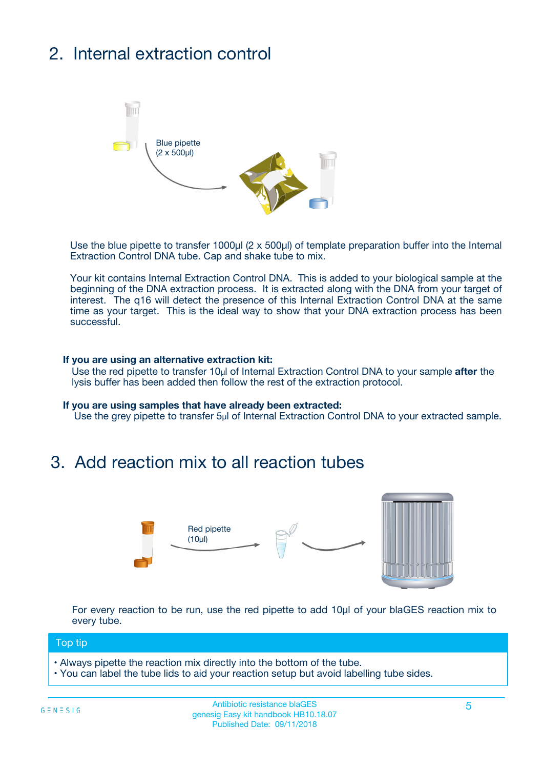## 2. Internal extraction control

Blue pipette (2 x 500µl)

Use the blue pipette to transfer 1000µl (2 x 500µl) of template preparation buffer into the Internal Extraction Control DNA tube. Cap and shake tube to mix.

Your kit contains Internal Extraction Control DNA. This is added to your biological sample at the beginning of the DNA extraction process. It is extracted along with the DNA from your target of interest. The q16 will detect the presence of this Internal Extraction Control DNA at the same time as your target. This is the ideal way to show that your DNA extraction process has been successful.

**If you are using an alternative extraction kit:**
Use the red pipette to transfer 10µl of Internal Extraction Control DNA to your sample **after** the lysis buffer has been added then follow the rest of the extraction protocol.

**If you are using samples that have already been extracted:**
Use the grey pipette to transfer 5µl of Internal Extraction Control DNA to your extracted sample.

## 3. Add reaction mix to all reaction tubes

Red pipette (10µl)

For every reaction to be run, use the red pipette to add 10µl of your blaGES reaction mix to every tube.

**Top tip**

- Always pipette the reaction mix directly into the bottom of the tube.
- You can label the tube lids to aid your reaction setup but avoid labelling tube sides.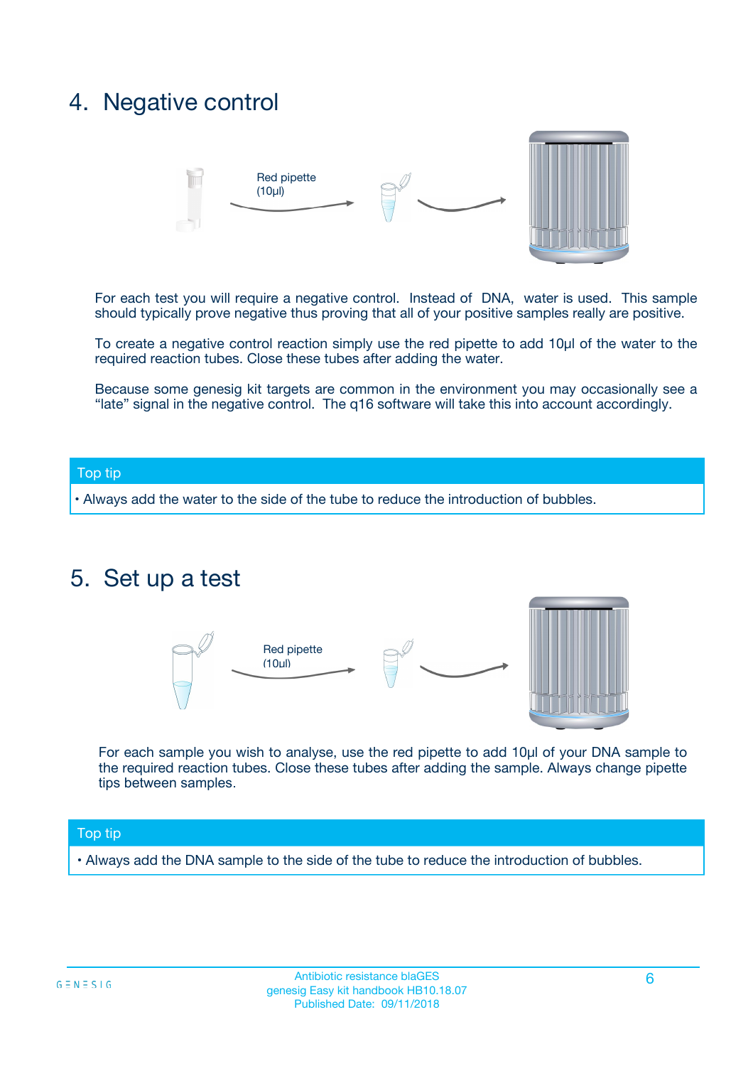# 4. Negative control

Red pipette (10µl)

For each test you will require a negative control. Instead of DNA, water is used. This sample should typically prove negative thus proving that all of your positive samples really are positive.

To create a negative control reaction simply use the red pipette to add 10µl of the water to the required reaction tubes. Close these tubes after adding the water.

Because some genesig kit targets are common in the environment you may occasionally see a "late" signal in the negative control. The q16 software will take this into account accordingly.

**Top tip**

- Always add the water to the side of the tube to reduce the introduction of bubbles.

# 5. Set up a test

Red pipette (10µl)

For each sample you wish to analyse, use the red pipette to add 10µl of your DNA sample to the required reaction tubes. Close these tubes after adding the sample. Always change pipette tips between samples.

**Top tip**

- Always add the DNA sample to the side of the tube to reduce the introduction of bubbles.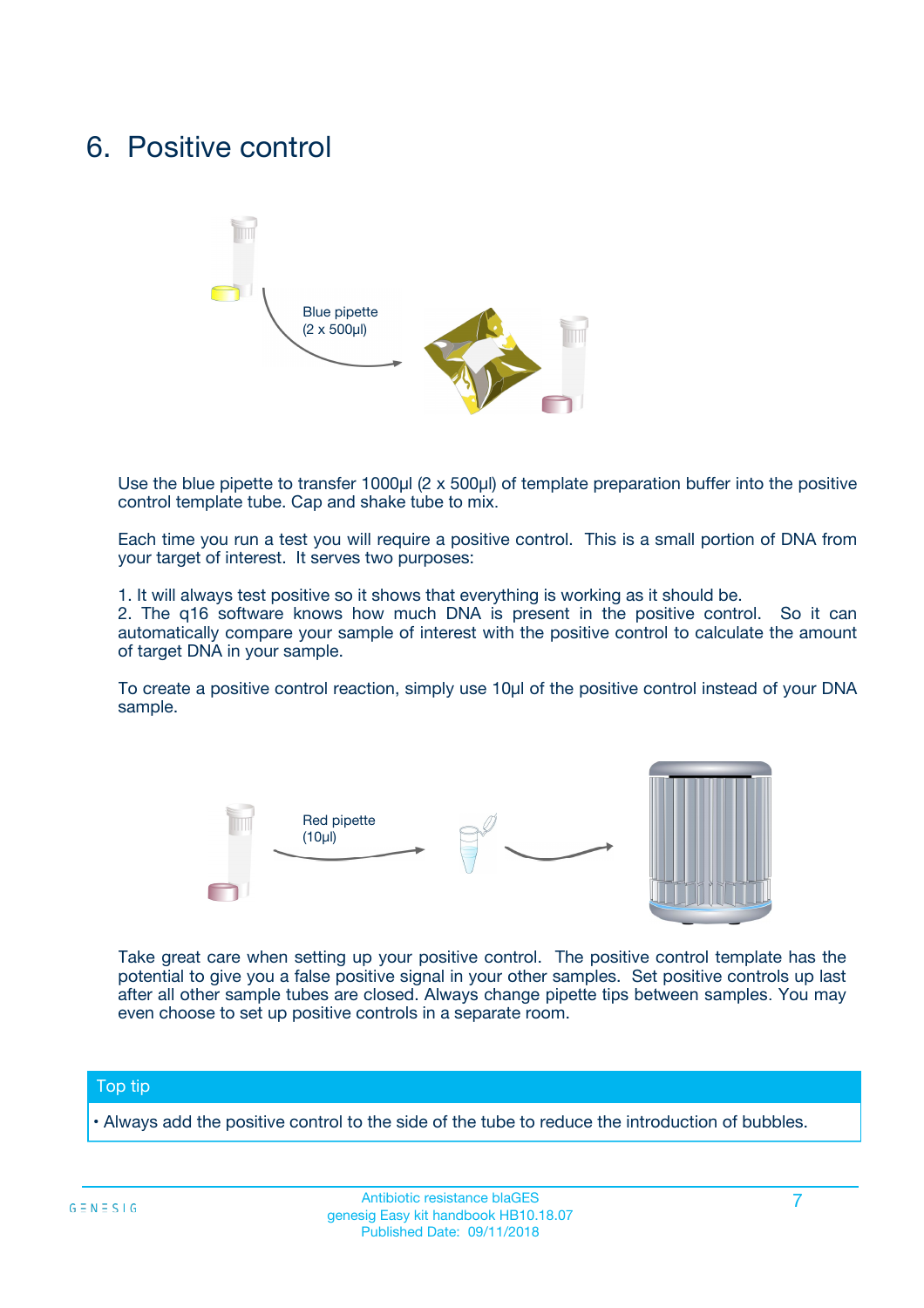# 6. Positive control

Blue pipette
(2 x 500µl)

Use the blue pipette to transfer 1000µl (2 x 500µl) of template preparation buffer into the positive control template tube. Cap and shake tube to mix.

Each time you run a test you will require a positive control. This is a small portion of DNA from your target of interest. It serves two purposes:

1. It will always test positive so it shows that everything is working as it should be.
2. The q16 software knows how much DNA is present in the positive control. So it can automatically compare your sample of interest with the positive control to calculate the amount of target DNA in your sample.

To create a positive control reaction, simply use 10µl of the positive control instead of your DNA sample.

Red pipette
(10µl)

Take great care when setting up your positive control. The positive control template has the potential to give you a false positive signal in your other samples. Set positive controls up last after all other sample tubes are closed. Always change pipette tips between samples. You may even choose to set up positive controls in a separate room.

**Top tip**

- Always add the positive control to the side of the tube to reduce the introduction of bubbles.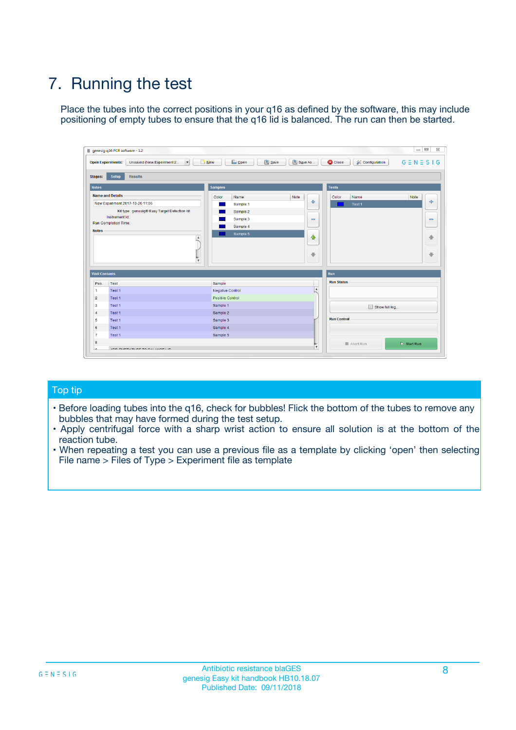# 7. Running the test

Place the tubes into the correct positions in your q16 as defined by the software, this may include positioning of empty tubes to ensure that the q16 lid is balanced. The run can then be started.

## Top tip

- Before loading tubes into the q16, check for bubbles! Flick the bottom of the tubes to remove any bubbles that may have formed during the test setup.
- Apply centrifugal force with a sharp wrist action to ensure all solution is at the bottom of the reaction tube.
- When repeating a test you can use a previous file as a template by clicking ‘open’ then selecting File name > Files of Type > Experiment file as template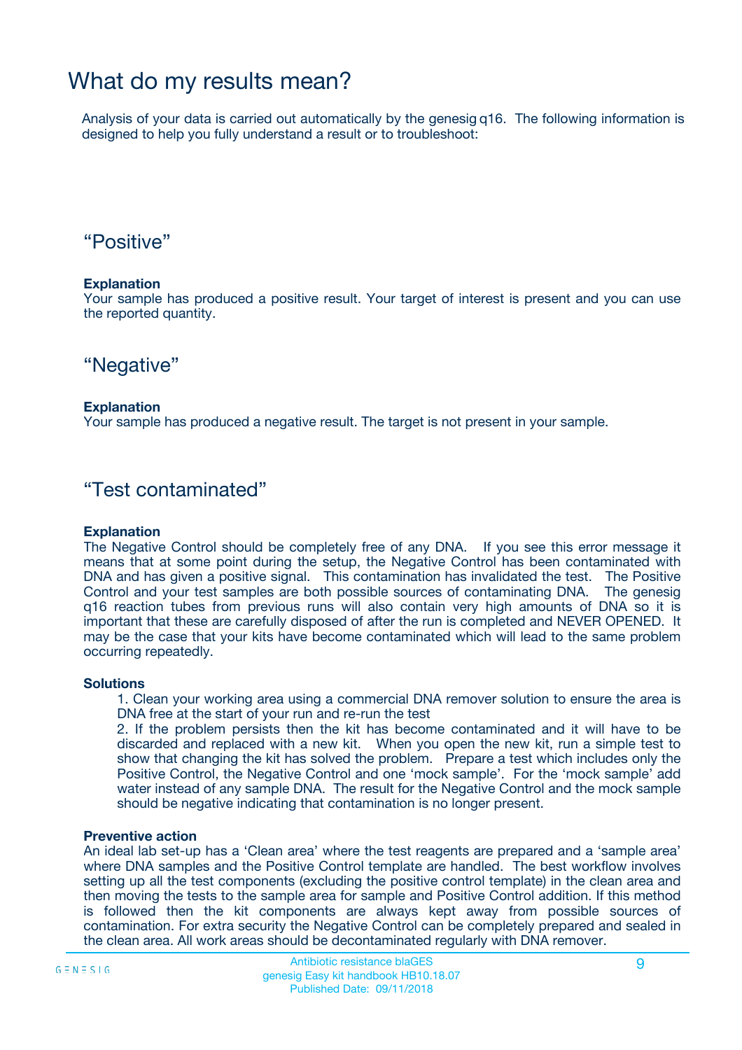# What do my results mean?

Analysis of your data is carried out automatically by the genesig q16. The following information is designed to help you fully understand a result or to troubleshoot:

## “Positive”

**Explanation**

Your sample has produced a positive result. Your target of interest is present and you can use the reported quantity.

## “Negative”

**Explanation**

Your sample has produced a negative result. The target is not present in your sample.

## “Test contaminated”

**Explanation**

The Negative Control should be completely free of any DNA. If you see this error message it means that at some point during the setup, the Negative Control has been contaminated with DNA and has given a positive signal. This contamination has invalidated the test. The Positive Control and your test samples are both possible sources of contaminating DNA. The genesig q16 reaction tubes from previous runs will also contain very high amounts of DNA so it is important that these are carefully disposed of after the run is completed and NEVER OPENED. It may be the case that your kits have become contaminated which will lead to the same problem occurring repeatedly.

**Solutions**

1. Clean your working area using a commercial DNA remover solution to ensure the area is DNA free at the start of your run and re-run the test
2. If the problem persists then the kit has become contaminated and it will have to be discarded and replaced with a new kit. When you open the new kit, run a simple test to show that changing the kit has solved the problem. Prepare a test which includes only the Positive Control, the Negative Control and one ‘mock sample’. For the ‘mock sample’ add water instead of any sample DNA. The result for the Negative Control and the mock sample should be negative indicating that contamination is no longer present.

**Preventive action**

An ideal lab set-up has a ‘Clean area’ where the test reagents are prepared and a ‘sample area’ where DNA samples and the Positive Control template are handled. The best workflow involves setting up all the test components (excluding the positive control template) in the clean area and then moving the tests to the sample area for sample and Positive Control addition. If this method is followed then the kit components are always kept away from possible sources of contamination. For extra security the Negative Control can be completely prepared and sealed in the clean area. All work areas should be decontaminated regularly with DNA remover.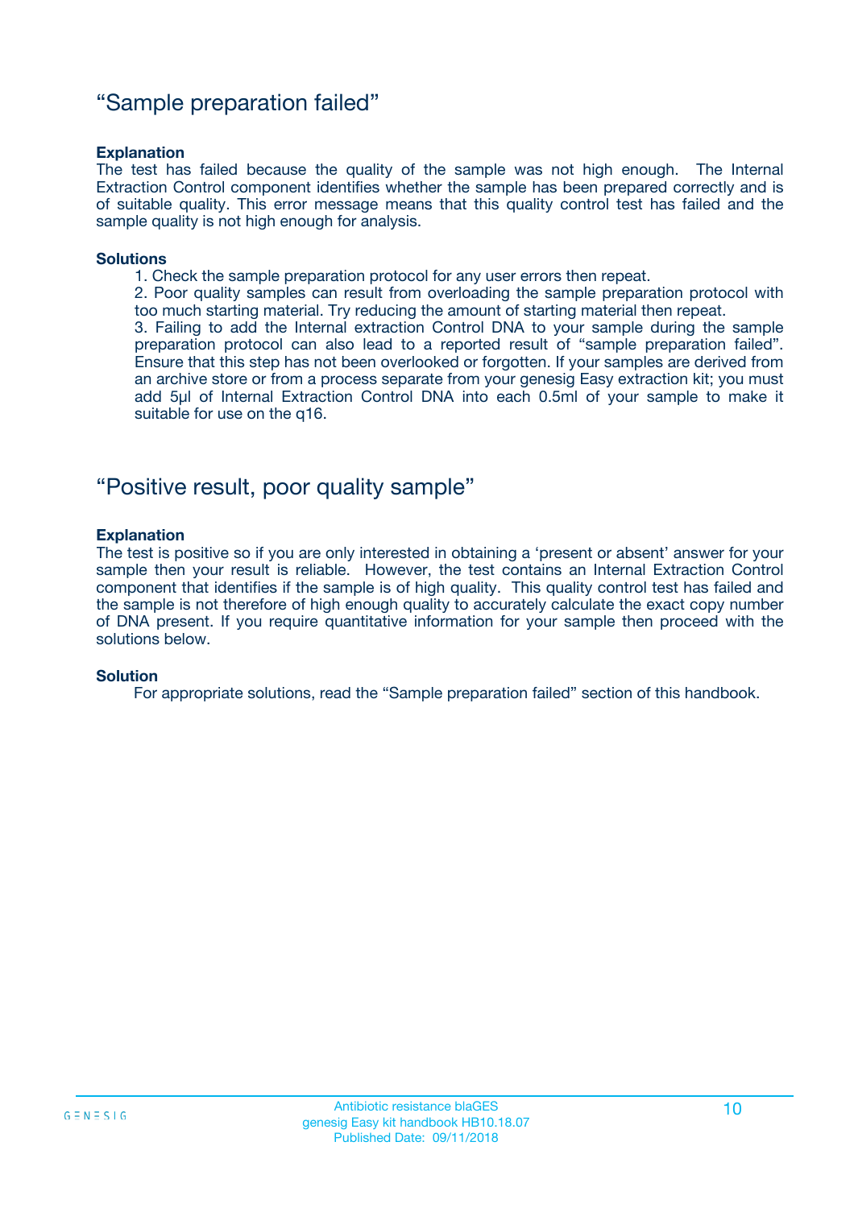## “Sample preparation failed”

**Explanation**

The test has failed because the quality of the sample was not high enough. The Internal Extraction Control component identifies whether the sample has been prepared correctly and is of suitable quality. This error message means that this quality control test has failed and the sample quality is not high enough for analysis.

**Solutions**

1. Check the sample preparation protocol for any user errors then repeat.
2. Poor quality samples can result from overloading the sample preparation protocol with too much starting material. Try reducing the amount of starting material then repeat.
3. Failing to add the Internal extraction Control DNA to your sample during the sample preparation protocol can also lead to a reported result of “sample preparation failed”. Ensure that this step has not been overlooked or forgotten. If your samples are derived from an archive store or from a process separate from your genesig Easy extraction kit; you must add 5µl of Internal Extraction Control DNA into each 0.5ml of your sample to make it suitable for use on the q16.

## “Positive result, poor quality sample”

**Explanation**

The test is positive so if you are only interested in obtaining a ‘present or absent’ answer for your sample then your result is reliable. However, the test contains an Internal Extraction Control component that identifies if the sample is of high quality. This quality control test has failed and the sample is not therefore of high enough quality to accurately calculate the exact copy number of DNA present. If you require quantitative information for your sample then proceed with the solutions below.

**Solution**

For appropriate solutions, read the “Sample preparation failed” section of this handbook.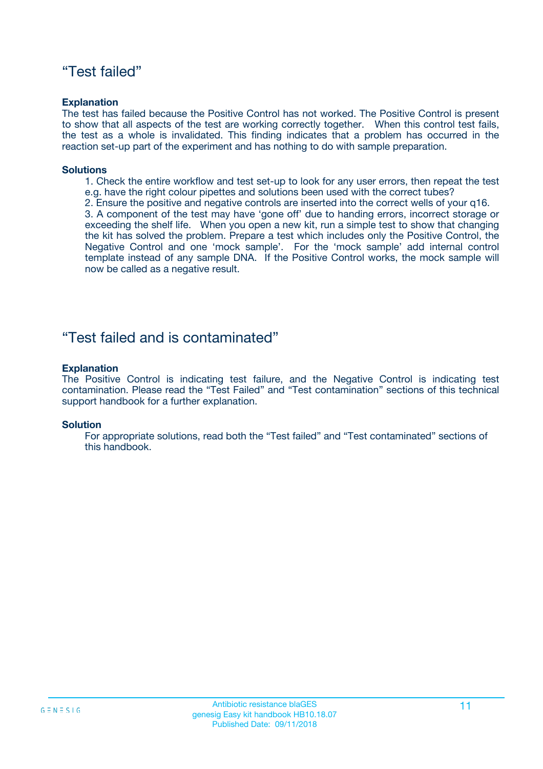## “Test failed”

**Explanation**

The test has failed because the Positive Control has not worked. The Positive Control is present to show that all aspects of the test are working correctly together. When this control test fails, the test as a whole is invalidated. This finding indicates that a problem has occurred in the reaction set-up part of the experiment and has nothing to do with sample preparation.

**Solutions**

1. Check the entire workflow and test set-up to look for any user errors, then repeat the test e.g. have the right colour pipettes and solutions been used with the correct tubes?
2. Ensure the positive and negative controls are inserted into the correct wells of your q16.
3. A component of the test may have ‘gone off’ due to handing errors, incorrect storage or exceeding the shelf life. When you open a new kit, run a simple test to show that changing the kit has solved the problem. Prepare a test which includes only the Positive Control, the Negative Control and one ‘mock sample’. For the ‘mock sample’ add internal control template instead of any sample DNA. If the Positive Control works, the mock sample will now be called as a negative result.

## “Test failed and is contaminated”

**Explanation**

The Positive Control is indicating test failure, and the Negative Control is indicating test contamination. Please read the “Test Failed” and “Test contamination” sections of this technical support handbook for a further explanation.

**Solution**

For appropriate solutions, read both the “Test failed” and “Test contaminated” sections of this handbook.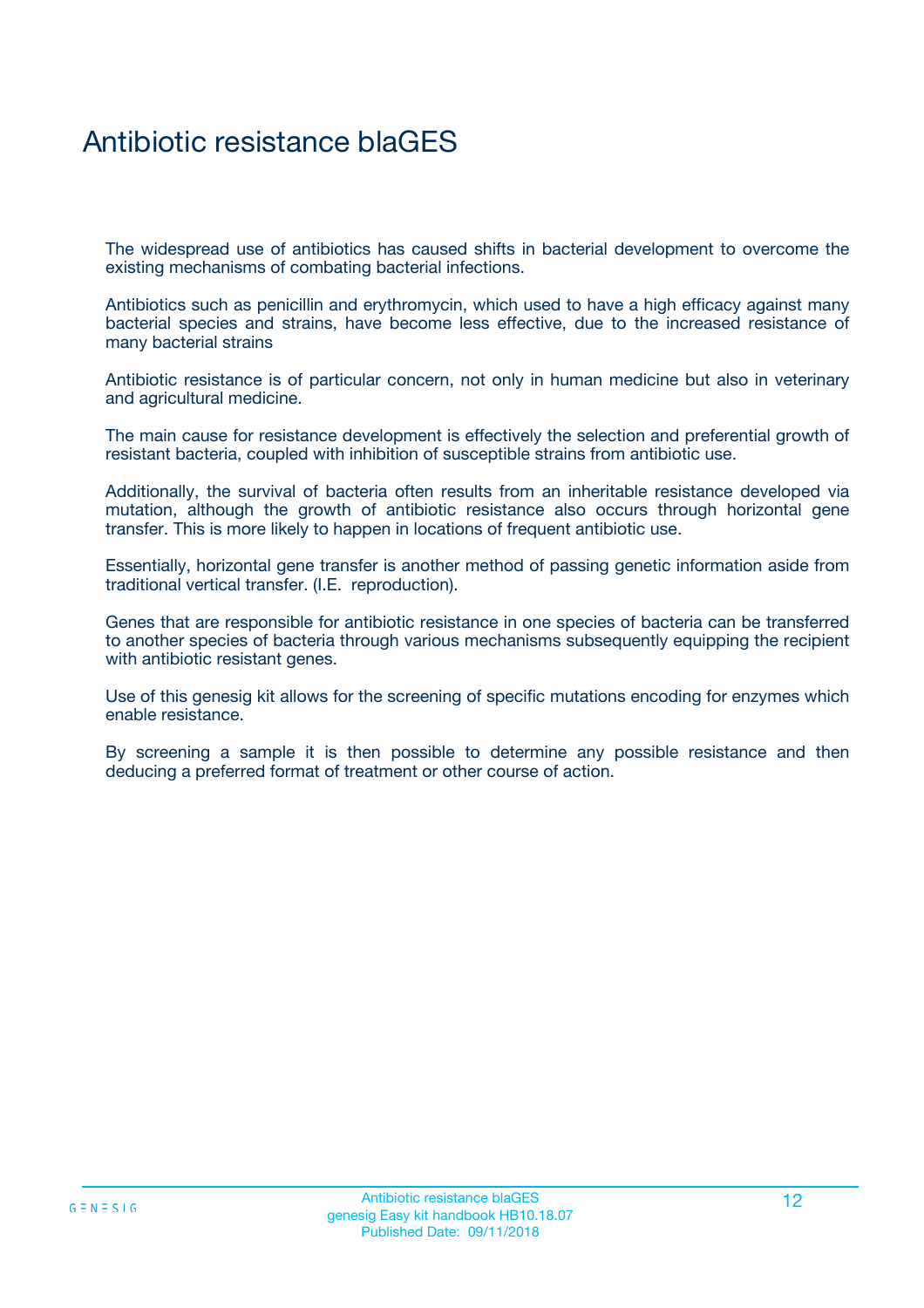# Antibiotic resistance blaGES

The widespread use of antibiotics has caused shifts in bacterial development to overcome the existing mechanisms of combating bacterial infections.

Antibiotics such as penicillin and erythromycin, which used to have a high efficacy against many bacterial species and strains, have become less effective, due to the increased resistance of many bacterial strains

Antibiotic resistance is of particular concern, not only in human medicine but also in veterinary and agricultural medicine.

The main cause for resistance development is effectively the selection and preferential growth of resistant bacteria, coupled with inhibition of susceptible strains from antibiotic use.

Additionally, the survival of bacteria often results from an inheritable resistance developed via mutation, although the growth of antibiotic resistance also occurs through horizontal gene transfer. This is more likely to happen in locations of frequent antibiotic use.

Essentially, horizontal gene transfer is another method of passing genetic information aside from traditional vertical transfer. (I.E. reproduction).

Genes that are responsible for antibiotic resistance in one species of bacteria can be transferred to another species of bacteria through various mechanisms subsequently equipping the recipient with antibiotic resistant genes.

Use of this genesig kit allows for the screening of specific mutations encoding for enzymes which enable resistance.

By screening a sample it is then possible to determine any possible resistance and then deducing a preferred format of treatment or other course of action.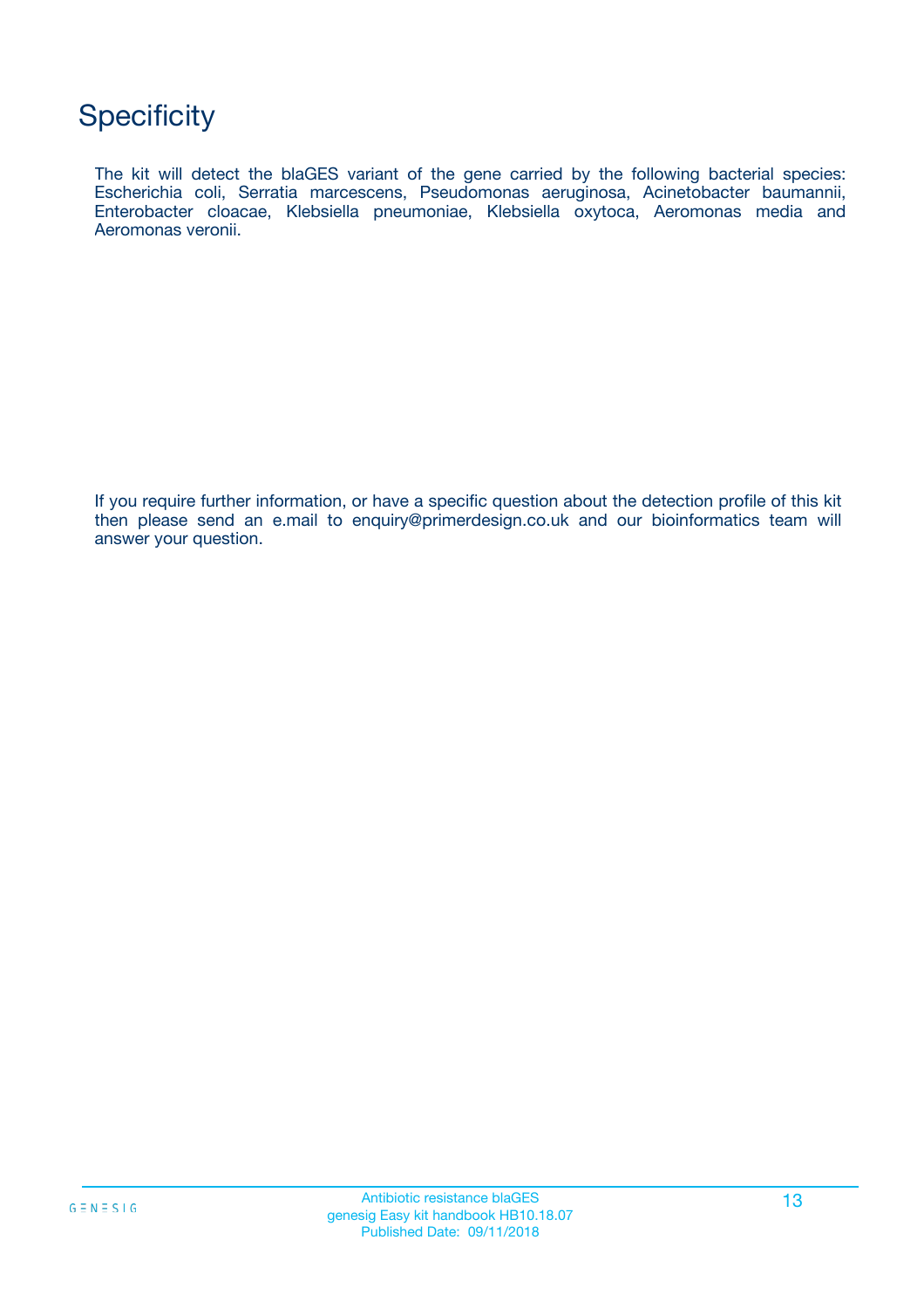# Specificity

The kit will detect the blaGES variant of the gene carried by the following bacterial species: Escherichia coli, Serratia marcescens, Pseudomonas aeruginosa, Acinetobacter baumannii, Enterobacter cloacae, Klebsiella pneumoniae, Klebsiella oxytoca, Aeromonas media and Aeromonas veronii.

If you require further information, or have a specific question about the detection profile of this kit then please send an e.mail to enquiry@primerdesign.co.uk and our bioinformatics team will answer your question.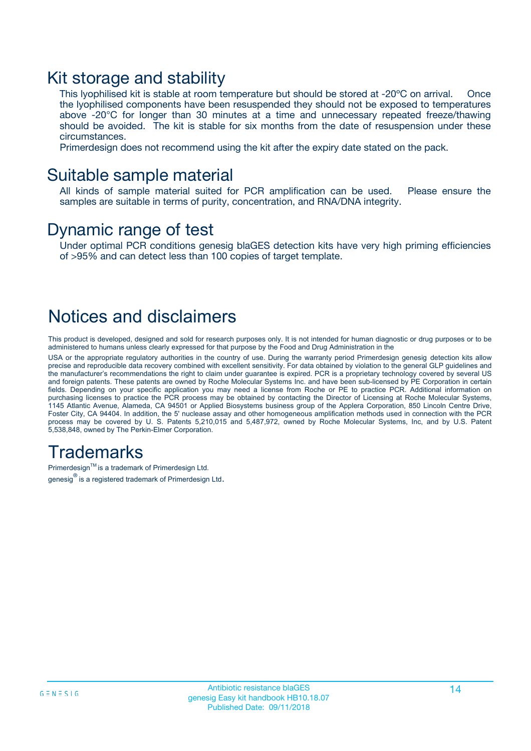# Kit storage and stability

This lyophilised kit is stable at room temperature but should be stored at -20ºC on arrival. Once the lyophilised components have been resuspended they should not be exposed to temperatures above -20°C for longer than 30 minutes at a time and unnecessary repeated freeze/thawing should be avoided. The kit is stable for six months from the date of resuspension under these circumstances.

Primerdesign does not recommend using the kit after the expiry date stated on the pack.

# Suitable sample material

All kinds of sample material suited for PCR amplification can be used. Please ensure the samples are suitable in terms of purity, concentration, and RNA/DNA integrity.

# Dynamic range of test

Under optimal PCR conditions genesig blaGES detection kits have very high priming efficiencies of >95% and can detect less than 100 copies of target template.

# Notices and disclaimers

This product is developed, designed and sold for research purposes only. It is not intended for human diagnostic or drug purposes or to be administered to humans unless clearly expressed for that purpose by the Food and Drug Administration in the

USA or the appropriate regulatory authorities in the country of use. During the warranty period Primerdesign genesig detection kits allow precise and reproducible data recovery combined with excellent sensitivity. For data obtained by violation to the general GLP guidelines and the manufacturer's recommendations the right to claim under guarantee is expired. PCR is a proprietary technology covered by several US and foreign patents. These patents are owned by Roche Molecular Systems Inc. and have been sub-licensed by PE Corporation in certain fields. Depending on your specific application you may need a license from Roche or PE to practice PCR. Additional information on purchasing licenses to practice the PCR process may be obtained by contacting the Director of Licensing at Roche Molecular Systems, 1145 Atlantic Avenue, Alameda, CA 94501 or Applied Biosystems business group of the Applera Corporation, 850 Lincoln Centre Drive, Foster City, CA 94404. In addition, the 5' nuclease assay and other homogeneous amplification methods used in connection with the PCR process may be covered by U. S. Patents 5,210,015 and 5,487,972, owned by Roche Molecular Systems, Inc, and by U.S. Patent 5,538,848, owned by The Perkin-Elmer Corporation.

# Trademarks

Primerdesign™ is a trademark of Primerdesign Ltd.

genesig® is a registered trademark of Primerdesign Ltd.